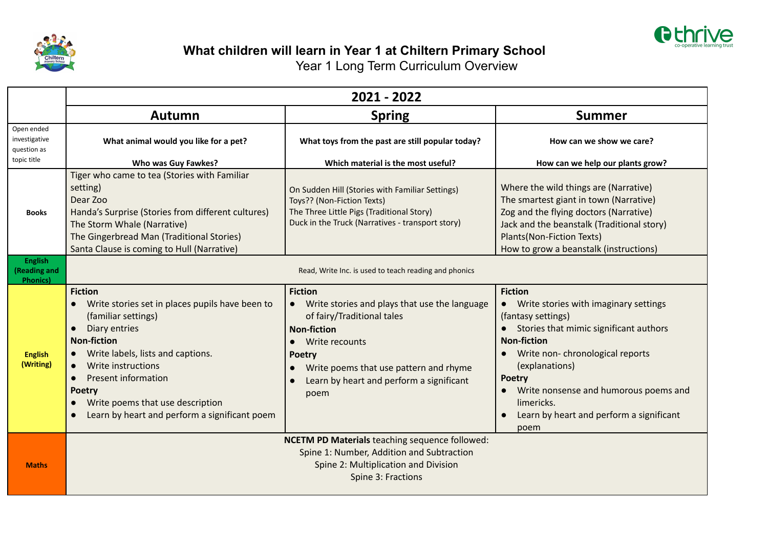# What children will learn in Year 1 at Chiltern Primary School

## Year 1 Long Term Curriculum Overview

| | 2021 - 2022 | | |
|---|---|---|---|
| | **Autumn** | **Spring** | **Summer** |
| Open ended investigative question as topic title | **What animal would you like for a pet?**<br><br>**Who was Guy Fawkes?** | **What toys from the past are still popular today?**<br><br>**Which material is the most useful?** | **How can we show we care?**<br><br>**How can we help our plants grow?** |
| **Books** | Tiger who came to tea (Stories with Familiar setting)<br>Dear Zoo<br>Handa's Surprise (Stories from different cultures)<br>The Storm Whale (Narrative)<br>The Gingerbread Man (Traditional Stories)<br>Santa Clause is coming to Hull (Narrative) | On Sudden Hill (Stories with Familiar Settings)<br>Toys?? (Non-Fiction Texts)<br>The Three Little Pigs (Traditional Story)<br>Duck in the Truck (Narratives - transport story) | Where the wild things are (Narrative)<br>The smartest giant in town (Narrative)<br>Zog and the flying doctors (Narrative)<br>Jack and the beanstalk (Traditional story)<br>Plants(Non-Fiction Texts)<br>How to grow a beanstalk (instructions) |
| **English (Reading and Phonics)** | Read, Write Inc. is used to teach reading and phonics | | |
| **English (Writing)** | **Fiction**<br>● Write stories set in places pupils have been to (familiar settings)<br>● Diary entries<br>**Non-fiction**<br>● Write labels, lists and captions.<br>● Write instructions<br>● Present information<br>**Poetry**<br>● Write poems that use description<br>● Learn by heart and perform a significant poem | **Fiction**<br>● Write stories and plays that use the language of fairy/Traditional tales<br>**Non-fiction**<br>● Write recounts<br>**Poetry**<br>● Write poems that use pattern and rhyme<br>● Learn by heart and perform a significant poem | **Fiction**<br>● Write stories with imaginary settings (fantasy settings)<br>● Stories that mimic significant authors<br>**Non-fiction**<br>● Write non- chronological reports (explanations)<br>**Poetry**<br>● Write nonsense and humorous poems and limericks.<br>● Learn by heart and perform a significant poem |
| **Maths** | **NCETM PD Materials** teaching sequence followed:<br>Spine 1: Number, Addition and Subtraction<br>Spine 2: Multiplication and Division<br>Spine 3: Fractions | | |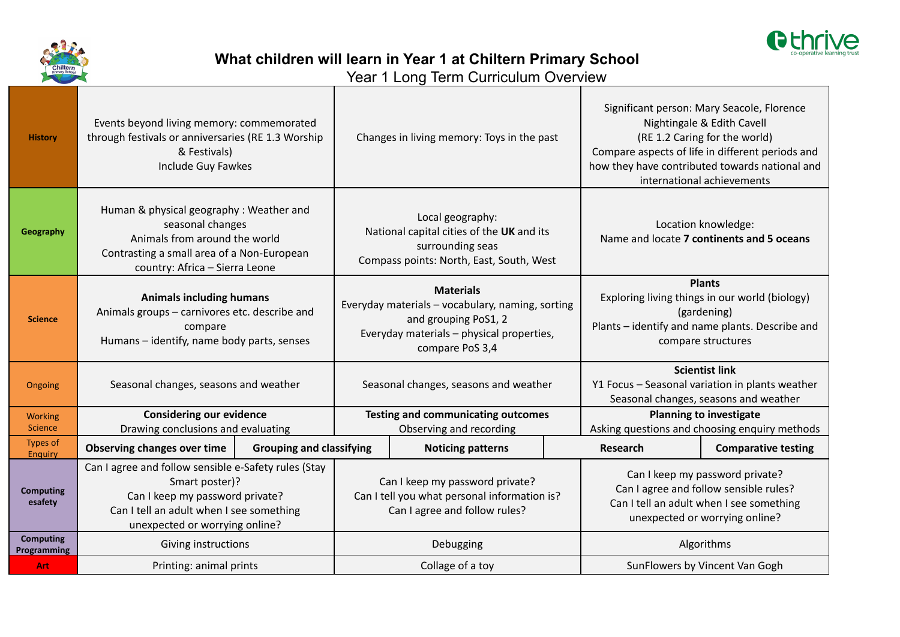# What children will learn in Year 1 at Chiltern Primary School

## Year 1 Long Term Curriculum Overview

| | | | | |
|---|---|---|---|---|
| **History** | Events beyond living memory: commemorated through festivals or anniversaries (RE 1.3 Worship & Festivals)<br>Include Guy Fawkes | | Changes in living memory: Toys in the past | Significant person: Mary Seacole, Florence Nightingale & Edith Cavell<br>(RE 1.2 Caring for the world)<br>Compare aspects of life in different periods and how they have contributed towards national and international achievements |
| **Geography** | Human & physical geography : Weather and seasonal changes<br>Animals from around the world<br>Contrasting a small area of a Non-European country: Africa – Sierra Leone | | Local geography:<br>National capital cities of the **UK** and its surrounding seas<br>Compass points: North, East, South, West | Location knowledge:<br>Name and locate **7 continents and 5 oceans** |
| **Science** | **Animals including humans**<br>Animals groups – carnivores etc. describe and compare<br>Humans – identify, name body parts, senses | | **Materials**<br>Everyday materials – vocabulary, naming, sorting and grouping PoS1, 2<br>Everyday materials – physical properties, compare PoS 3,4 | **Plants**<br>Exploring living things in our world (biology) (gardening)<br>Plants – identify and name plants. Describe and compare structures |
| Ongoing | Seasonal changes, seasons and weather | | Seasonal changes, seasons and weather | **Scientist link**<br>Y1 Focus – Seasonal variation in plants weather<br>Seasonal changes, seasons and weather |
| Working Science | **Considering our evidence**<br>Drawing conclusions and evaluating | | **Testing and communicating outcomes**<br>Observing and recording | **Planning to investigate**<br>Asking questions and choosing enquiry methods |
| Types of Enquiry | **Observing changes over time** | **Grouping and classifying** | **Noticing patterns** | **Research** / **Comparative testing** |
| **Computing esafety** | Can I agree and follow sensible e-Safety rules (Stay Smart poster)?<br>Can I keep my password private?<br>Can I tell an adult when I see something unexpected or worrying online? | | Can I keep my password private?<br>Can I tell you what personal information is?<br>Can I agree and follow rules? | Can I keep my password private?<br>Can I agree and follow sensible rules?<br>Can I tell an adult when I see something unexpected or worrying online? |
| **Computing Programming** | Giving instructions | | Debugging | Algorithms |
| **Art** | Printing: animal prints | | Collage of a toy | SunFlowers by Vincent Van Gogh |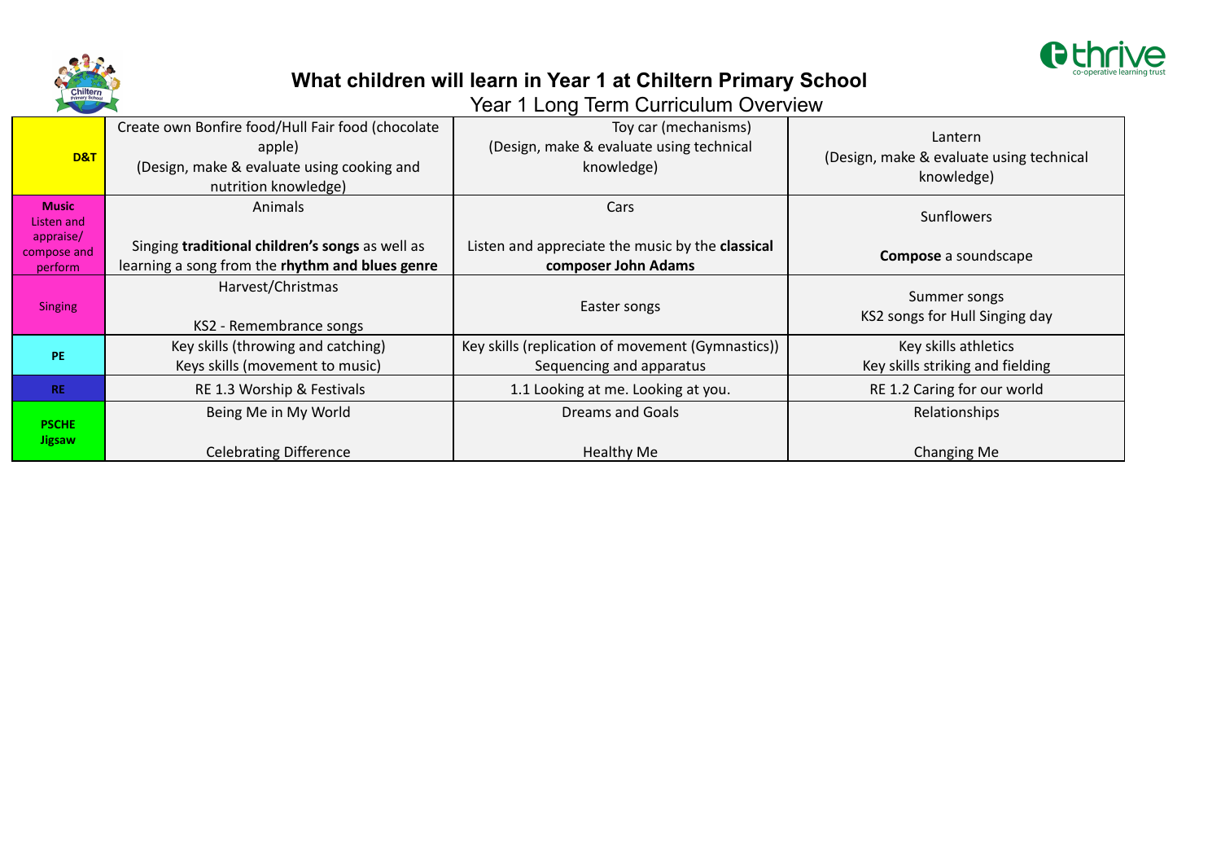# What children will learn in Year 1 at Chiltern Primary School

## Year 1 Long Term Curriculum Overview

| | | | |
|---|---|---|---|
| **D&T** | Create own Bonfire food/Hull Fair food (chocolate apple)<br>(Design, make & evaluate using cooking and nutrition knowledge) | Toy car (mechanisms)<br>(Design, make & evaluate using technical knowledge) | Lantern<br>(Design, make & evaluate using technical knowledge) |
| **Music** Listen and appraise/ compose and perform | Animals<br><br>Singing **traditional children's songs** as well as learning a song from the **rhythm and blues genre** | Cars<br><br>Listen and appreciate the music by the **classical composer John Adams** | Sunflowers<br><br>**Compose** a soundscape |
| Singing | Harvest/Christmas<br><br>KS2 - Remembrance songs | Easter songs | Summer songs<br>KS2 songs for Hull Singing day |
| **PE** | Key skills (throwing and catching)<br>Keys skills (movement to music) | Key skills (replication of movement (Gymnastics))<br>Sequencing and apparatus | Key skills athletics<br>Key skills striking and fielding |
| **RE** | RE 1.3 Worship & Festivals | 1.1 Looking at me. Looking at you. | RE 1.2 Caring for our world |
| **PSCHE Jigsaw** | Being Me in My World<br><br>Celebrating Difference | Dreams and Goals<br><br>Healthy Me | Relationships<br><br>Changing Me |